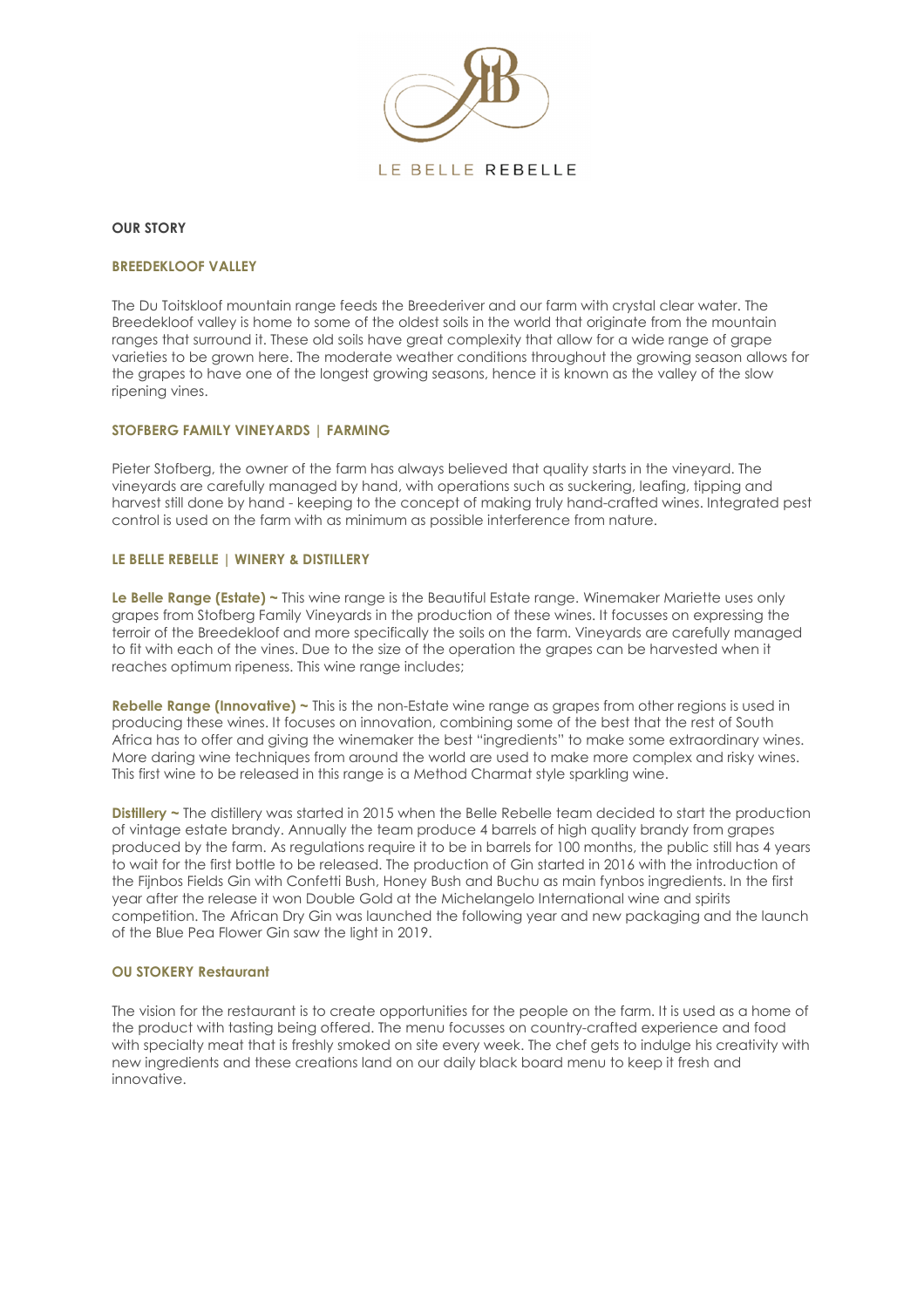LE BELLE REBELLE

## OUR STORY

### BREEDEKLOOF VALLEY

The Du Toitskloof mountain range feeds the Breederiver and our farm with crystal clear water. The Breedekloof valley is home to some of the oldest soils in the world that originate from the mountain ranges that surround it. These old soils have great complexity that allow for a wide range of grape varieties to be grown here. The moderate weather conditions throughout the growing season allows for the grapes to have one of the longest growing seasons, hence it is known as the valley of the slow ripening vines.

### STOFBERG FAMILY VINEYARDS | FARMING

Pieter Stofberg, the owner of the farm has always believed that quality starts in the vineyard. The vineyards are carefully managed by hand, with operations such as suckering, leafing, tipping and harvest still done by hand - keeping to the concept of making truly hand-crafted wines. Integrated pest control is used on the farm with as minimum as possible interference from nature.

### LE BELLE REBELLE | WINERY & DISTILLERY

**Le Belle Range (Estate) ~** This wine range is the Beautiful Estate range. Winemaker Mariette uses only grapes from Stofberg Family Vineyards in the production of these wines. It focusses on expressing the terroir of the Breedekloof and more specifically the soils on the farm. Vineyards are carefully managed to fit with each of the vines. Due to the size of the operation the grapes can be harvested when it reaches optimum ripeness. This wine range includes;

**Rebelle Range (Innovative) ~** This is the non-Estate wine range as grapes from other regions is used in producing these wines. It focuses on innovation, combining some of the best that the rest of South Africa has to offer and giving the winemaker the best "ingredients" to make some extraordinary wines. More daring wine techniques from around the world are used to make more complex and risky wines. This first wine to be released in this range is a Method Charmat style sparkling wine.

**Distillery ~** The distillery was started in 2015 when the Belle Rebelle team decided to start the production of vintage estate brandy. Annually the team produce 4 barrels of high quality brandy from grapes produced by the farm. As regulations require it to be in barrels for 100 months, the public still has 4 years to wait for the first bottle to be released. The production of Gin started in 2016 with the introduction of the Fijnbos Fields Gin with Confetti Bush, Honey Bush and Buchu as main fynbos ingredients. In the first year after the release it won Double Gold at the Michelangelo International wine and spirits competition. The African Dry Gin was launched the following year and new packaging and the launch of the Blue Pea Flower Gin saw the light in 2019.

### OU STOKERY Restaurant

The vision for the restaurant is to create opportunities for the people on the farm. It is used as a home of the product with tasting being offered. The menu focusses on country-crafted experience and food with specialty meat that is freshly smoked on site every week. The chef gets to indulge his creativity with new ingredients and these creations land on our daily black board menu to keep it fresh and innovative.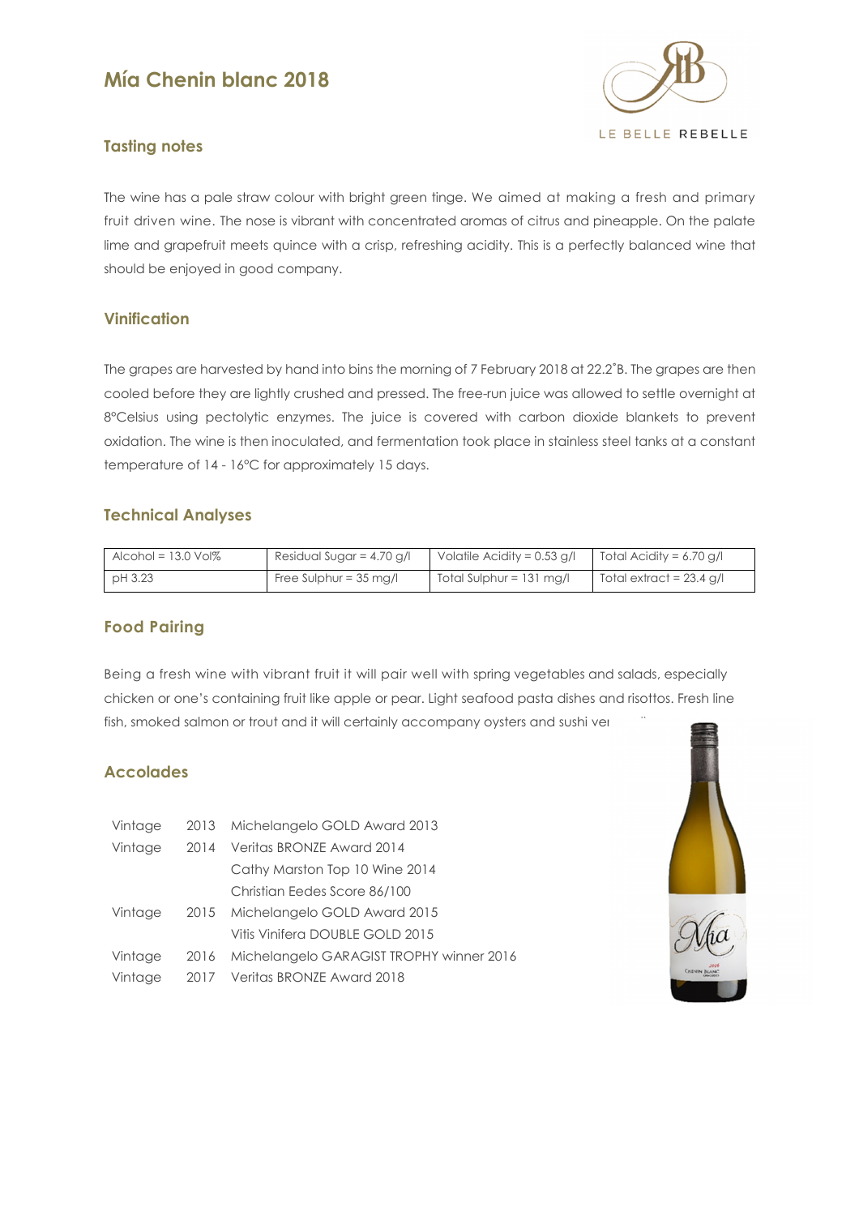# Mía Chenin blanc 2018

LE BELLE REBELLE

## Tasting notes

The wine has a pale straw colour with bright green tinge. We aimed at making a fresh and primary fruit driven wine. The nose is vibrant with concentrated aromas of citrus and pineapple. On the palate lime and grapefruit meets quince with a crisp, refreshing acidity. This is a perfectly balanced wine that should be enjoyed in good company.

## Vinification

The grapes are harvested by hand into bins the morning of 7 February 2018 at 22.2˚B. The grapes are then cooled before they are lightly crushed and pressed. The free-run juice was allowed to settle overnight at 8°Celsius using pectolytic enzymes. The juice is covered with carbon dioxide blankets to prevent oxidation. The wine is then inoculated, and fermentation took place in stainless steel tanks at a constant temperature of 14 - 16°C for approximately 15 days.

## Technical Analyses

| Alcohol = 13.0 Vol% | Residual Sugar = 4.70 g/l | Volatile Acidity = 0.53 g/l | Total Acidity = 6.70 g/l |
|---|---|---|---|
| pH 3.23 | Free Sulphur = 35 mg/l | Total Sulphur = 131 mg/l | Total extract = 23.4 g/l |

## Food Pairing

Being a fresh wine with vibrant fruit it will pair well with spring vegetables and salads, especially chicken or one's containing fruit like apple or pear. Light seafood pasta dishes and risottos. Fresh line fish, smoked salmon or trout and it will certainly accompany oysters and sushi ve

## Accolades

| | | |
|---|---|---|
| Vintage | 2013 | Michelangelo GOLD Award 2013 |
| Vintage | 2014 | Veritas BRONZE Award 2014 |
| | | Cathy Marston Top 10 Wine 2014 |
| | | Christian Eedes Score 86/100 |
| Vintage | 2015 | Michelangelo GOLD Award 2015 |
| | | Vitis Vinifera DOUBLE GOLD 2015 |
| Vintage | 2016 | Michelangelo GARAGIST TROPHY winner 2016 |
| Vintage | 2017 | Veritas BRONZE Award 2018 |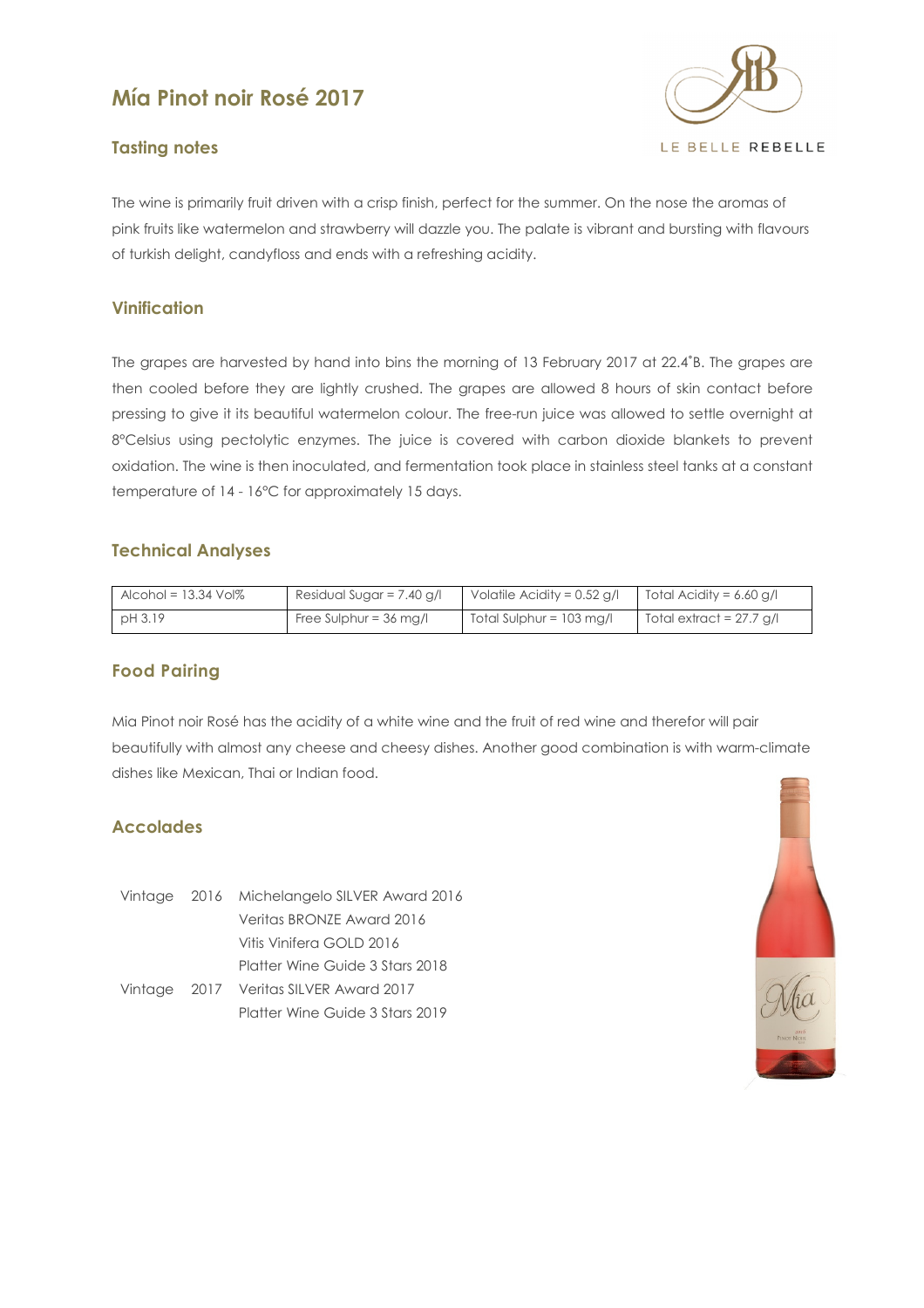# Mía Pinot noir Rosé 2017

LE BELLE REBELLE

## Tasting notes

The wine is primarily fruit driven with a crisp finish, perfect for the summer. On the nose the aromas of pink fruits like watermelon and strawberry will dazzle you. The palate is vibrant and bursting with flavours of turkish delight, candyfloss and ends with a refreshing acidity.

## Vinification

The grapes are harvested by hand into bins the morning of 13 February 2017 at 22.4˚B. The grapes are then cooled before they are lightly crushed. The grapes are allowed 8 hours of skin contact before pressing to give it its beautiful watermelon colour. The free-run juice was allowed to settle overnight at 8°Celsius using pectolytic enzymes. The juice is covered with carbon dioxide blankets to prevent oxidation. The wine is then inoculated, and fermentation took place in stainless steel tanks at a constant temperature of 14 - 16°C for approximately 15 days.

## Technical Analyses

| Alcohol = 13.34 Vol% | Residual Sugar = 7.40 g/l | Volatile Acidity = 0.52 g/l | Total Acidity = 6.60 g/l |
|---|---|---|---|
| pH 3.19 | Free Sulphur = 36 mg/l | Total Sulphur = 103 mg/l | Total extract = 27.7 g/l |

## Food Pairing

Mia Pinot noir Rosé has the acidity of a white wine and the fruit of red wine and therefor will pair beautifully with almost any cheese and cheesy dishes. Another good combination is with warm-climate dishes like Mexican, Thai or Indian food.

## Accolades

| | |
|---|---|
| Vintage 2016 | Michelangelo SILVER Award 2016 |
| | Veritas BRONZE Award 2016 |
| | Vitis Vinifera GOLD 2016 |
| | Platter Wine Guide 3 Stars 2018 |
| Vintage 2017 | Veritas SILVER Award 2017 |
| | Platter Wine Guide 3 Stars 2019 |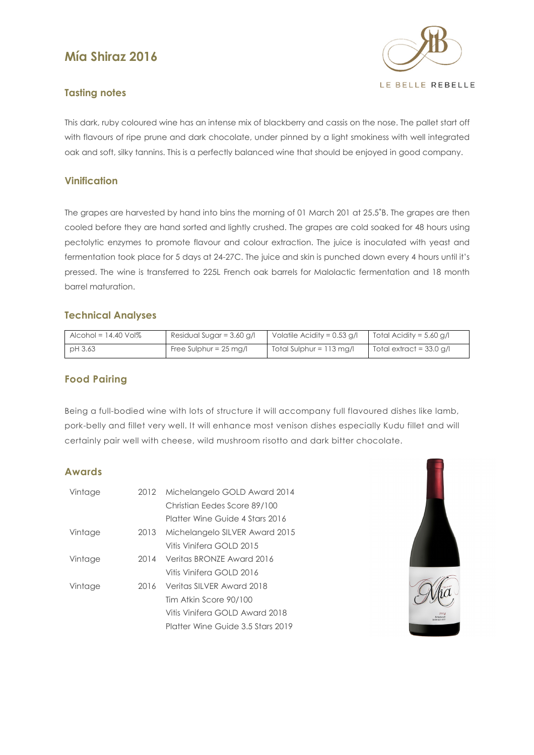# Mía Shiraz 2016

LE BELLE REBELLE

## Tasting notes

This dark, ruby coloured wine has an intense mix of blackberry and cassis on the nose. The pallet start off with flavours of ripe prune and dark chocolate, under pinned by a light smokiness with well integrated oak and soft, silky tannins. This is a perfectly balanced wine that should be enjoyed in good company.

## Vinification

The grapes are harvested by hand into bins the morning of 01 March 201 at 25.5˚B. The grapes are then cooled before they are hand sorted and lightly crushed. The grapes are cold soaked for 48 hours using pectolytic enzymes to promote flavour and colour extraction. The juice is inoculated with yeast and fermentation took place for 5 days at 24-27C. The juice and skin is punched down every 4 hours until it's pressed. The wine is transferred to 225L French oak barrels for Malolactic fermentation and 18 month barrel maturation.

## Technical Analyses

| Alcohol = 14.40 Vol% | Residual Sugar = 3.60 g/l | Volatile Acidity = 0.53 g/l | Total Acidity = 5.60 g/l |
|---|---|---|---|
| pH 3.63 | Free Sulphur = 25 mg/l | Total Sulphur = 113 mg/l | Total extract = 33.0 g/l |

## Food Pairing

Being a full-bodied wine with lots of structure it will accompany full flavoured dishes like lamb, pork-belly and fillet very well. It will enhance most venison dishes especially Kudu fillet and will certainly pair well with cheese, wild mushroom risotto and dark bitter chocolate.

## Awards

| | | |
|---|---|---|
| Vintage | 2012 | Michelangelo GOLD Award 2014 |
| | | Christian Eedes Score 89/100 |
| | | Platter Wine Guide 4 Stars 2016 |
| Vintage | 2013 | Michelangelo SILVER Award 2015 |
| | | Vitis Vinifera GOLD 2015 |
| Vintage | 2014 | Veritas BRONZE Award 2016 |
| | | Vitis Vinifera GOLD 2016 |
| Vintage | 2016 | Veritas SILVER Award 2018 |
| | | Tim Atkin Score 90/100 |
| | | Vitis Vinifera GOLD Award 2018 |
| | | Platter Wine Guide 3.5 Stars 2019 |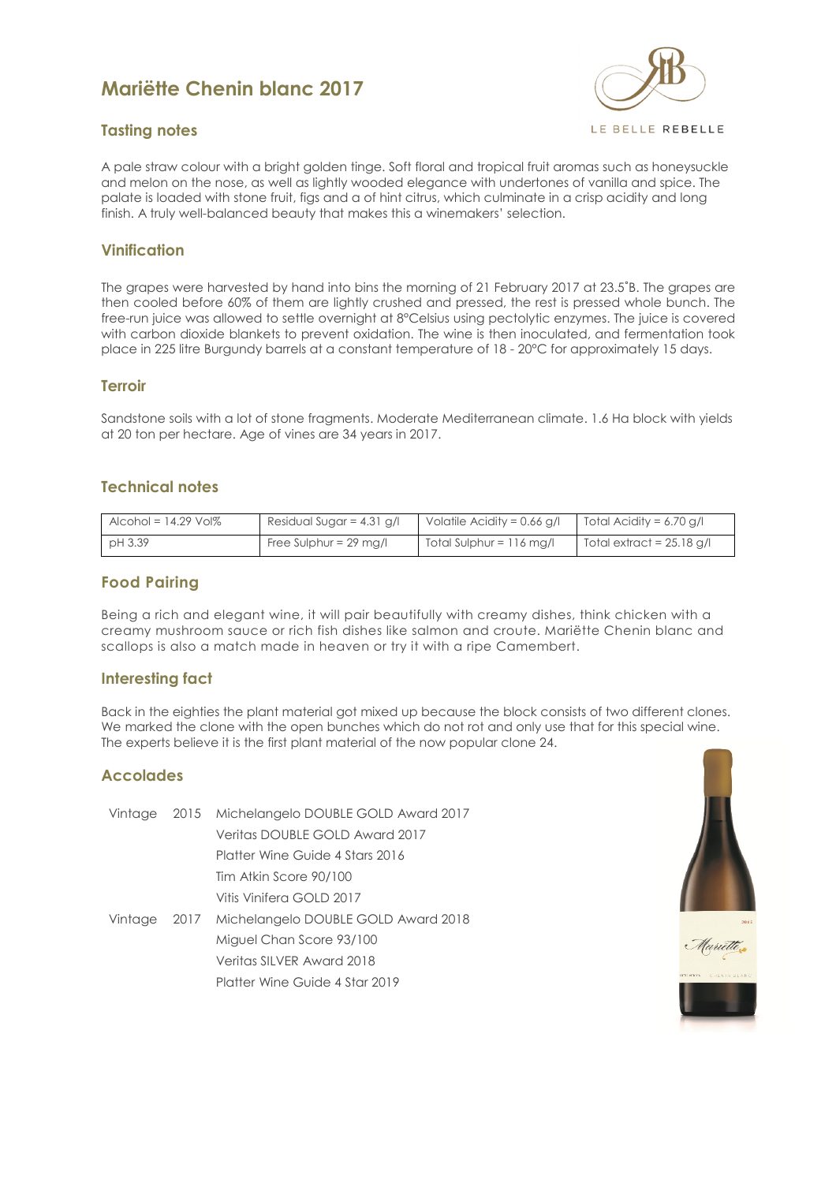# Mariëtte Chenin blanc 2017

LE BELLE REBELLE

## Tasting notes

A pale straw colour with a bright golden tinge. Soft floral and tropical fruit aromas such as honeysuckle and melon on the nose, as well as lightly wooded elegance with undertones of vanilla and spice. The palate is loaded with stone fruit, figs and a of hint citrus, which culminate in a crisp acidity and long finish. A truly well-balanced beauty that makes this a winemakers' selection.

## Vinification

The grapes were harvested by hand into bins the morning of 21 February 2017 at 23.5˚B. The grapes are then cooled before 60% of them are lightly crushed and pressed, the rest is pressed whole bunch. The free-run juice was allowed to settle overnight at 8°Celsius using pectolytic enzymes. The juice is covered with carbon dioxide blankets to prevent oxidation. The wine is then inoculated, and fermentation took place in 225 litre Burgundy barrels at a constant temperature of 18 - 20°C for approximately 15 days.

## Terroir

Sandstone soils with a lot of stone fragments. Moderate Mediterranean climate. 1.6 Ha block with yields at 20 ton per hectare. Age of vines are 34 years in 2017.

## Technical notes

| Alcohol = 14.29 Vol% | Residual Sugar = 4.31 g/l | Volatile Acidity = 0.66 g/l | Total Acidity = 6.70 g/l |
|---|---|---|---|
| pH 3.39 | Free Sulphur = 29 mg/l | Total Sulphur = 116 mg/l | Total extract = 25.18 g/l |

## Food Pairing

Being a rich and elegant wine, it will pair beautifully with creamy dishes, think chicken with a creamy mushroom sauce or rich fish dishes like salmon and croute. Mariëtte Chenin blanc and scallops is also a match made in heaven or try it with a ripe Camembert.

## Interesting fact

Back in the eighties the plant material got mixed up because the block consists of two different clones. We marked the clone with the open bunches which do not rot and only use that for this special wine. The experts believe it is the first plant material of the now popular clone 24.

## Accolades

| | | |
|---|---|---|
| Vintage | 2015 | Michelangelo DOUBLE GOLD Award 2017 |
| | | Veritas DOUBLE GOLD Award 2017 |
| | | Platter Wine Guide 4 Stars 2016 |
| | | Tim Atkin Score 90/100 |
| | | Vitis Vinifera GOLD 2017 |
| Vintage | 2017 | Michelangelo DOUBLE GOLD Award 2018 |
| | | Miguel Chan Score 93/100 |
| | | Veritas SILVER Award 2018 |
| | | Platter Wine Guide 4 Star 2019 |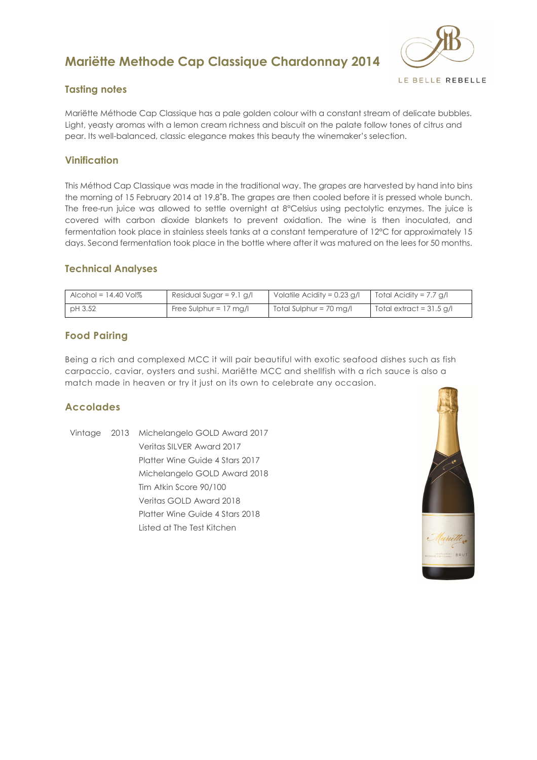# Mariëtte Methode Cap Classique Chardonnay 2014

LE BELLE REBELLE

## Tasting notes

Mariëtte Méthode Cap Classique has a pale golden colour with a constant stream of delicate bubbles. Light, yeasty aromas with a lemon cream richness and biscuit on the palate follow tones of citrus and pear. Its well-balanced, classic elegance makes this beauty the winemaker's selection.

## Vinification

This Méthod Cap Classique was made in the traditional way. The grapes are harvested by hand into bins the morning of 15 February 2014 at 19.8˚B. The grapes are then cooled before it is pressed whole bunch. The free-run juice was allowed to settle overnight at 8°Celsius using pectolytic enzymes. The juice is covered with carbon dioxide blankets to prevent oxidation. The wine is then inoculated, and fermentation took place in stainless steels tanks at a constant temperature of 12°C for approximately 15 days. Second fermentation took place in the bottle where after it was matured on the lees for 50 months.

## Technical Analyses

| Alcohol = 14.40 Vol% | Residual Sugar = 9.1 g/l | Volatile Acidity = 0.23 g/l | Total Acidity = 7.7 g/l |
|---|---|---|---|
| pH 3.52 | Free Sulphur = 17 mg/l | Total Sulphur = 70 mg/l | Total extract = 31.5 g/l |

## Food Pairing

Being a rich and complexed MCC it will pair beautiful with exotic seafood dishes such as fish carpaccio, caviar, oysters and sushi. Mariëtte MCC and shellfish with a rich sauce is also a match made in heaven or try it just on its own to celebrate any occasion.

## Accolades

Vintage 2013
- Michelangelo GOLD Award 2017
- Veritas SILVER Award 2017
- Platter Wine Guide 4 Stars 2017
- Michelangelo GOLD Award 2018
- Tim Atkin Score 90/100
- Veritas GOLD Award 2018
- Platter Wine Guide 4 Stars 2018
- Listed at The Test Kitchen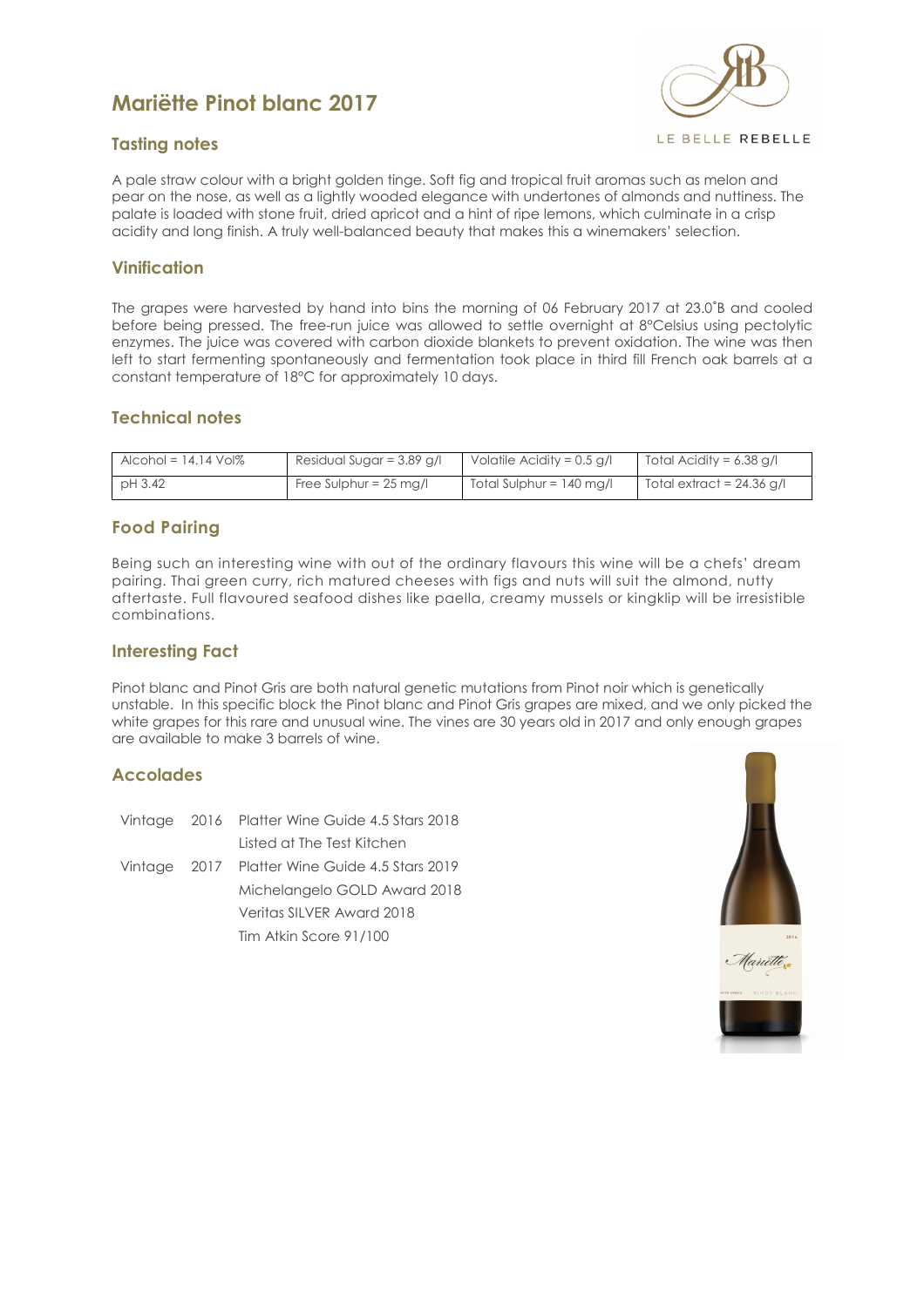# Mariëtte Pinot blanc 2017

LE BELLE REBELLE

## Tasting notes

A pale straw colour with a bright golden tinge. Soft fig and tropical fruit aromas such as melon and pear on the nose, as well as a lightly wooded elegance with undertones of almonds and nuttiness. The palate is loaded with stone fruit, dried apricot and a hint of ripe lemons, which culminate in a crisp acidity and long finish. A truly well-balanced beauty that makes this a winemakers' selection.

## Vinification

The grapes were harvested by hand into bins the morning of 06 February 2017 at 23.0˚B and cooled before being pressed. The free-run juice was allowed to settle overnight at 8ºCelsius using pectolytic enzymes. The juice was covered with carbon dioxide blankets to prevent oxidation. The wine was then left to start fermenting spontaneously and fermentation took place in third fill French oak barrels at a constant temperature of 18ºC for approximately 10 days.

## Technical notes

| Alcohol = 14.14 Vol% | Residual Sugar = 3.89 g/l | Volatile Acidity = 0.5 g/l | Total Acidity = 6.38 g/l |
|---|---|---|---|
| pH 3.42 | Free Sulphur = 25 mg/l | Total Sulphur = 140 mg/l | Total extract = 24.36 g/l |

## Food Pairing

Being such an interesting wine with out of the ordinary flavours this wine will be a chefs' dream pairing. Thai green curry, rich matured cheeses with figs and nuts will suit the almond, nutty aftertaste. Full flavoured seafood dishes like paella, creamy mussels or kingklip will be irresistible combinations.

## Interesting Fact

Pinot blanc and Pinot Gris are both natural genetic mutations from Pinot noir which is genetically unstable. In this specific block the Pinot blanc and Pinot Gris grapes are mixed, and we only picked the white grapes for this rare and unusual wine. The vines are 30 years old in 2017 and only enough grapes are available to make 3 barrels of wine.

## Accolades

| | | |
|---|---|---|
| Vintage | 2016 | Platter Wine Guide 4.5 Stars 2018 |
| | | Listed at The Test Kitchen |
| Vintage | 2017 | Platter Wine Guide 4.5 Stars 2019 |
| | | Michelangelo GOLD Award 2018 |
| | | Veritas SILVER Award 2018 |
| | | Tim Atkin Score 91/100 |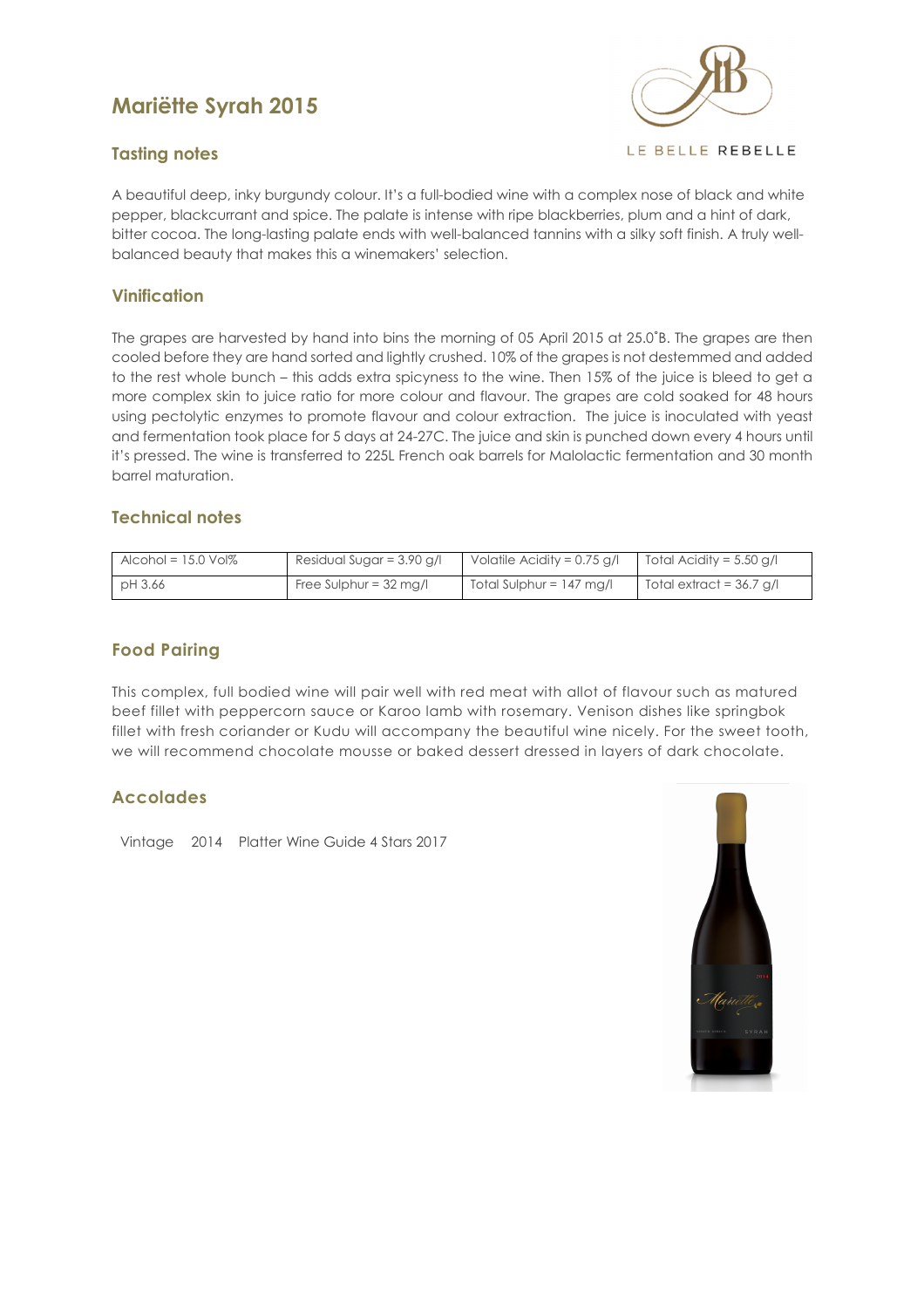# Mariëtte Syrah 2015

LE BELLE REBELLE

## Tasting notes

A beautiful deep, inky burgundy colour. It's a full-bodied wine with a complex nose of black and white pepper, blackcurrant and spice. The palate is intense with ripe blackberries, plum and a hint of dark, bitter cocoa. The long-lasting palate ends with well-balanced tannins with a silky soft finish. A truly well-balanced beauty that makes this a winemakers' selection.

## Vinification

The grapes are harvested by hand into bins the morning of 05 April 2015 at 25.0˚B. The grapes are then cooled before they are hand sorted and lightly crushed. 10% of the grapes is not destemmed and added to the rest whole bunch – this adds extra spicyness to the wine. Then 15% of the juice is bleed to get a more complex skin to juice ratio for more colour and flavour. The grapes are cold soaked for 48 hours using pectolytic enzymes to promote flavour and colour extraction. The juice is inoculated with yeast and fermentation took place for 5 days at 24-27C. The juice and skin is punched down every 4 hours until it's pressed. The wine is transferred to 225L French oak barrels for Malolactic fermentation and 30 month barrel maturation.

## Technical notes

| Alcohol = 15.0 Vol% | Residual Sugar = 3.90 g/l | Volatile Acidity = 0.75 g/l | Total Acidity = 5.50 g/l |
|---|---|---|---|
| pH 3.66 | Free Sulphur = 32 mg/l | Total Sulphur = 147 mg/l | Total extract = 36.7 g/l |

## Food Pairing

This complex, full bodied wine will pair well with red meat with allot of flavour such as matured beef fillet with peppercorn sauce or Karoo lamb with rosemary. Venison dishes like springbok fillet with fresh coriander or Kudu will accompany the beautiful wine nicely. For the sweet tooth, we will recommend chocolate mousse or baked dessert dressed in layers of dark chocolate.

## Accolades

Vintage 2014 Platter Wine Guide 4 Stars 2017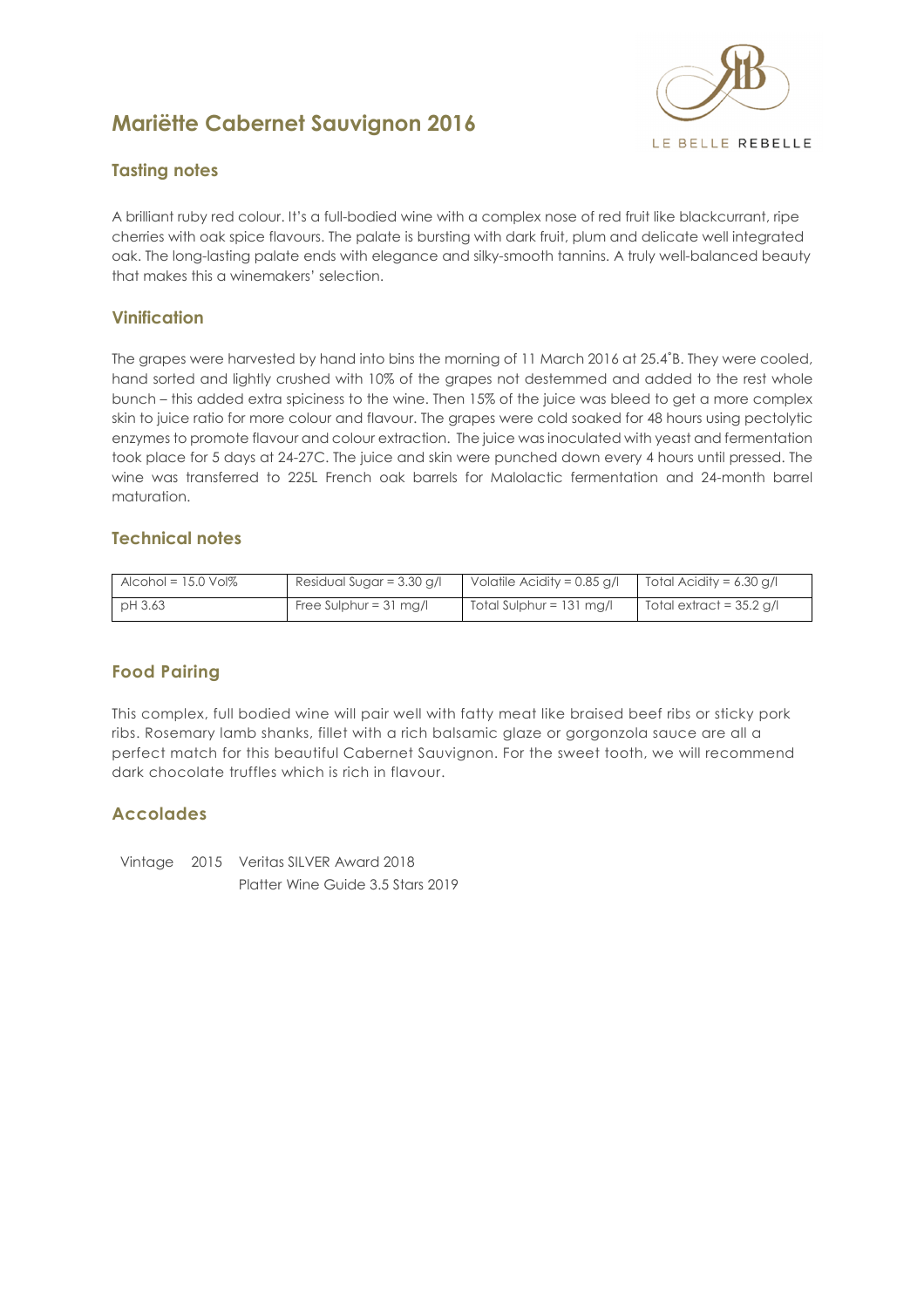# Mariëtte Cabernet Sauvignon 2016

LE BELLE REBELLE

## Tasting notes

A brilliant ruby red colour. It's a full-bodied wine with a complex nose of red fruit like blackcurrant, ripe cherries with oak spice flavours. The palate is bursting with dark fruit, plum and delicate well integrated oak. The long-lasting palate ends with elegance and silky-smooth tannins. A truly well-balanced beauty that makes this a winemakers' selection.

## Vinification

The grapes were harvested by hand into bins the morning of 11 March 2016 at 25.4˚B. They were cooled, hand sorted and lightly crushed with 10% of the grapes not destemmed and added to the rest whole bunch – this added extra spiciness to the wine. Then 15% of the juice was bleed to get a more complex skin to juice ratio for more colour and flavour. The grapes were cold soaked for 48 hours using pectolytic enzymes to promote flavour and colour extraction. The juice was inoculated with yeast and fermentation took place for 5 days at 24-27C. The juice and skin were punched down every 4 hours until pressed. The wine was transferred to 225L French oak barrels for Malolactic fermentation and 24-month barrel maturation.

## Technical notes

| Alcohol = 15.0 Vol% | Residual Sugar = 3.30 g/l | Volatile Acidity = 0.85 g/l | Total Acidity = 6.30 g/l |
|---|---|---|---|
| pH 3.63 | Free Sulphur = 31 mg/l | Total Sulphur = 131 mg/l | Total extract = 35.2 g/l |

## Food Pairing

This complex, full bodied wine will pair well with fatty meat like braised beef ribs or sticky pork ribs. Rosemary lamb shanks, fillet with a rich balsamic glaze or gorgonzola sauce are all a perfect match for this beautiful Cabernet Sauvignon. For the sweet tooth, we will recommend dark chocolate truffles which is rich in flavour.

## Accolades

Vintage 2015 Veritas SILVER Award 2018
Platter Wine Guide 3.5 Stars 2019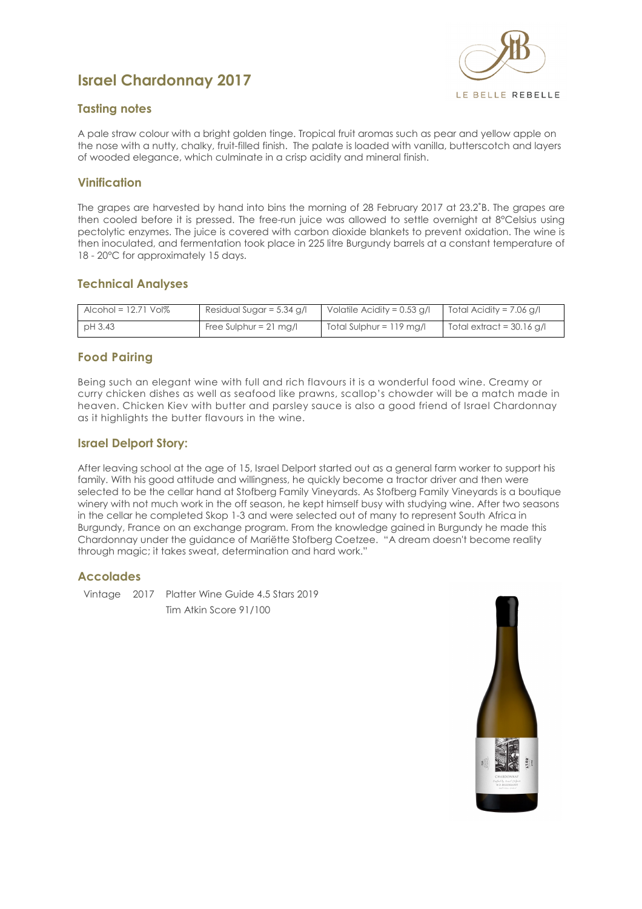# Israel Chardonnay 2017

LE BELLE REBELLE

## Tasting notes

A pale straw colour with a bright golden tinge. Tropical fruit aromas such as pear and yellow apple on the nose with a nutty, chalky, fruit-filled finish. The palate is loaded with vanilla, butterscotch and layers of wooded elegance, which culminate in a crisp acidity and mineral finish.

## Vinification

The grapes are harvested by hand into bins the morning of 28 February 2017 at 23.2˚B. The grapes are then cooled before it is pressed. The free-run juice was allowed to settle overnight at 8°Celsius using pectolytic enzymes. The juice is covered with carbon dioxide blankets to prevent oxidation. The wine is then inoculated, and fermentation took place in 225 litre Burgundy barrels at a constant temperature of 18 - 20°C for approximately 15 days.

## Technical Analyses

| | | | |
|---|---|---|---|
| Alcohol = 12.71 Vol% | Residual Sugar = 5.34 g/l | Volatile Acidity = 0.53 g/l | Total Acidity = 7.06 g/l |
| pH 3.43 | Free Sulphur = 21 mg/l | Total Sulphur = 119 mg/l | Total extract = 30.16 g/l |

## Food Pairing

Being such an elegant wine with full and rich flavours it is a wonderful food wine. Creamy or curry chicken dishes as well as seafood like prawns, scallop's chowder will be a match made in heaven. Chicken Kiev with butter and parsley sauce is also a good friend of Israel Chardonnay as it highlights the butter flavours in the wine.

## Israel Delport Story:

After leaving school at the age of 15, Israel Delport started out as a general farm worker to support his family. With his good attitude and willingness, he quickly become a tractor driver and then were selected to be the cellar hand at Stofberg Family Vineyards. As Stofberg Family Vineyards is a boutique winery with not much work in the off season, he kept himself busy with studying wine. After two seasons in the cellar he completed Skop 1-3 and were selected out of many to represent South Africa in Burgundy, France on an exchange program. From the knowledge gained in Burgundy he made this Chardonnay under the guidance of Mariëtte Stofberg Coetzee. "A dream doesn't become reality through magic; it takes sweat, determination and hard work."

## Accolades

Vintage 2017 Platter Wine Guide 4.5 Stars 2019
Tim Atkin Score 91/100